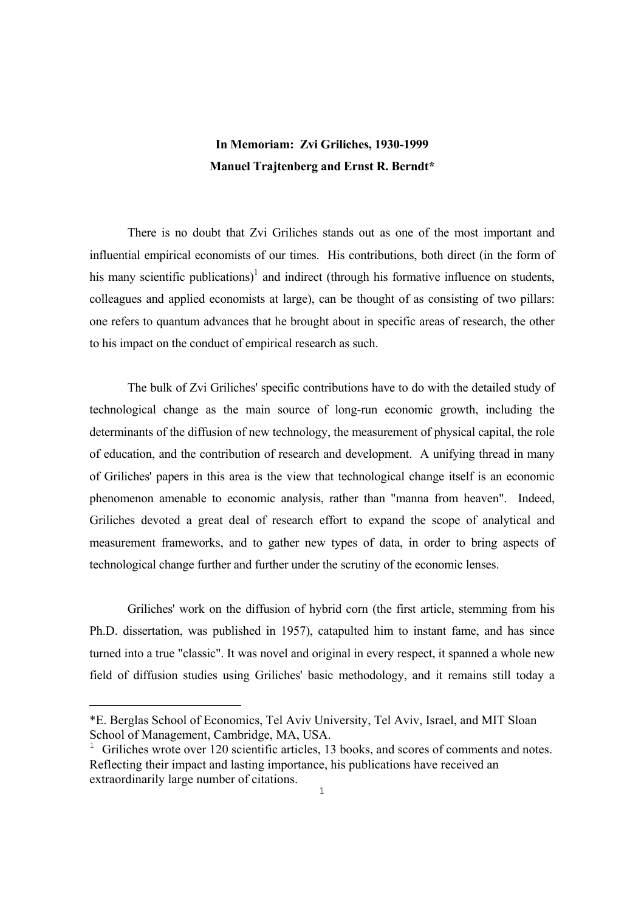# In Memoriam: Zvi Griliches, 1930-1999

**Manuel Trajtenberg and Ernst R. Berndt***

There is no doubt that Zvi Griliches stands out as one of the most important and influential empirical economists of our times. His contributions, both direct (in the form of his many scientific publications)[1] and indirect (through his formative influence on students, colleagues and applied economists at large), can be thought of as consisting of two pillars: one refers to quantum advances that he brought about in specific areas of research, the other to his impact on the conduct of empirical research as such.

The bulk of Zvi Griliches' specific contributions have to do with the detailed study of technological change as the main source of long-run economic growth, including the determinants of the diffusion of new technology, the measurement of physical capital, the role of education, and the contribution of research and development. A unifying thread in many of Griliches' papers in this area is the view that technological change itself is an economic phenomenon amenable to economic analysis, rather than "manna from heaven". Indeed, Griliches devoted a great deal of research effort to expand the scope of analytical and measurement frameworks, and to gather new types of data, in order to bring aspects of technological change further and further under the scrutiny of the economic lenses.

Griliches' work on the diffusion of hybrid corn (the first article, stemming from his Ph.D. dissertation, was published in 1957), catapulted him to instant fame, and has since turned into a true "classic". It was novel and original in every respect, it spanned a whole new field of diffusion studies using Griliches' basic methodology, and it remains still today a

---

*E. Berglas School of Economics, Tel Aviv University, Tel Aviv, Israel, and MIT Sloan School of Management, Cambridge, MA, USA.

[1] Griliches wrote over 120 scientific articles, 13 books, and scores of comments and notes. Reflecting their impact and lasting importance, his publications have received an extraordinarily large number of citations.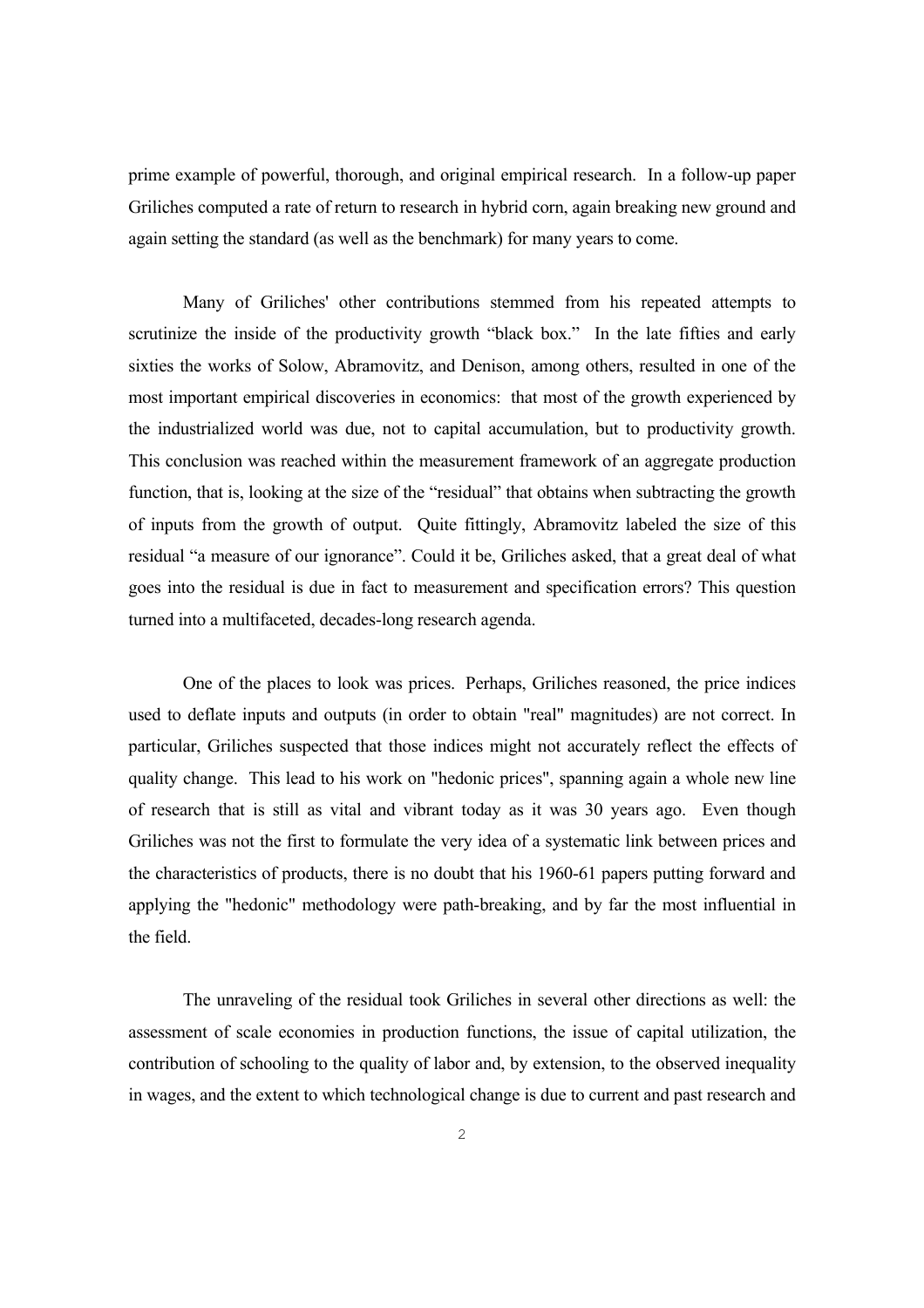prime example of powerful, thorough, and original empirical research. In a follow-up paper Griliches computed a rate of return to research in hybrid corn, again breaking new ground and again setting the standard (as well as the benchmark) for many years to come.

Many of Griliches' other contributions stemmed from his repeated attempts to scrutinize the inside of the productivity growth "black box." In the late fifties and early sixties the works of Solow, Abramovitz, and Denison, among others, resulted in one of the most important empirical discoveries in economics: that most of the growth experienced by the industrialized world was due, not to capital accumulation, but to productivity growth. This conclusion was reached within the measurement framework of an aggregate production function, that is, looking at the size of the "residual" that obtains when subtracting the growth of inputs from the growth of output. Quite fittingly, Abramovitz labeled the size of this residual "a measure of our ignorance". Could it be, Griliches asked, that a great deal of what goes into the residual is due in fact to measurement and specification errors? This question turned into a multifaceted, decades-long research agenda.

One of the places to look was prices. Perhaps, Griliches reasoned, the price indices used to deflate inputs and outputs (in order to obtain "real" magnitudes) are not correct. In particular, Griliches suspected that those indices might not accurately reflect the effects of quality change. This lead to his work on "hedonic prices", spanning again a whole new line of research that is still as vital and vibrant today as it was 30 years ago. Even though Griliches was not the first to formulate the very idea of a systematic link between prices and the characteristics of products, there is no doubt that his 1960-61 papers putting forward and applying the "hedonic" methodology were path-breaking, and by far the most influential in the field.

The unraveling of the residual took Griliches in several other directions as well: the assessment of scale economies in production functions, the issue of capital utilization, the contribution of schooling to the quality of labor and, by extension, to the observed inequality in wages, and the extent to which technological change is due to current and past research and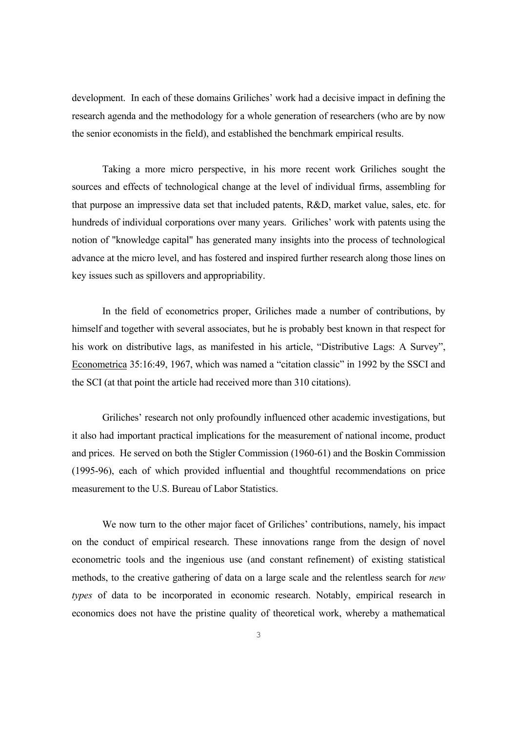development. In each of these domains Griliches' work had a decisive impact in defining the research agenda and the methodology for a whole generation of researchers (who are by now the senior economists in the field), and established the benchmark empirical results.

Taking a more micro perspective, in his more recent work Griliches sought the sources and effects of technological change at the level of individual firms, assembling for that purpose an impressive data set that included patents, R&D, market value, sales, etc. for hundreds of individual corporations over many years. Griliches' work with patents using the notion of "knowledge capital" has generated many insights into the process of technological advance at the micro level, and has fostered and inspired further research along those lines on key issues such as spillovers and appropriability.

In the field of econometrics proper, Griliches made a number of contributions, by himself and together with several associates, but he is probably best known in that respect for his work on distributive lags, as manifested in his article, "Distributive Lags: A Survey", Econometrica 35:16:49, 1967, which was named a "citation classic" in 1992 by the SSCI and the SCI (at that point the article had received more than 310 citations).

Griliches' research not only profoundly influenced other academic investigations, but it also had important practical implications for the measurement of national income, product and prices. He served on both the Stigler Commission (1960-61) and the Boskin Commission (1995-96), each of which provided influential and thoughtful recommendations on price measurement to the U.S. Bureau of Labor Statistics.

We now turn to the other major facet of Griliches' contributions, namely, his impact on the conduct of empirical research. These innovations range from the design of novel econometric tools and the ingenious use (and constant refinement) of existing statistical methods, to the creative gathering of data on a large scale and the relentless search for *new types* of data to be incorporated in economic research. Notably, empirical research in economics does not have the pristine quality of theoretical work, whereby a mathematical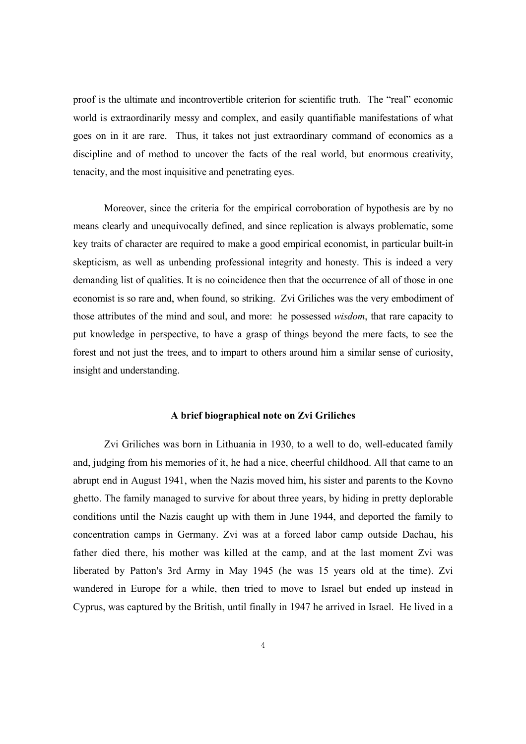proof is the ultimate and incontrovertible criterion for scientific truth. The "real" economic world is extraordinarily messy and complex, and easily quantifiable manifestations of what goes on in it are rare. Thus, it takes not just extraordinary command of economics as a discipline and of method to uncover the facts of the real world, but enormous creativity, tenacity, and the most inquisitive and penetrating eyes.

Moreover, since the criteria for the empirical corroboration of hypothesis are by no means clearly and unequivocally defined, and since replication is always problematic, some key traits of character are required to make a good empirical economist, in particular built-in skepticism, as well as unbending professional integrity and honesty. This is indeed a very demanding list of qualities. It is no coincidence then that the occurrence of all of those in one economist is so rare and, when found, so striking. Zvi Griliches was the very embodiment of those attributes of the mind and soul, and more: he possessed *wisdom*, that rare capacity to put knowledge in perspective, to have a grasp of things beyond the mere facts, to see the forest and not just the trees, and to impart to others around him a similar sense of curiosity, insight and understanding.

### A brief biographical note on Zvi Griliches

Zvi Griliches was born in Lithuania in 1930, to a well to do, well-educated family and, judging from his memories of it, he had a nice, cheerful childhood. All that came to an abrupt end in August 1941, when the Nazis moved him, his sister and parents to the Kovno ghetto. The family managed to survive for about three years, by hiding in pretty deplorable conditions until the Nazis caught up with them in June 1944, and deported the family to concentration camps in Germany. Zvi was at a forced labor camp outside Dachau, his father died there, his mother was killed at the camp, and at the last moment Zvi was liberated by Patton's 3rd Army in May 1945 (he was 15 years old at the time). Zvi wandered in Europe for a while, then tried to move to Israel but ended up instead in Cyprus, was captured by the British, until finally in 1947 he arrived in Israel. He lived in a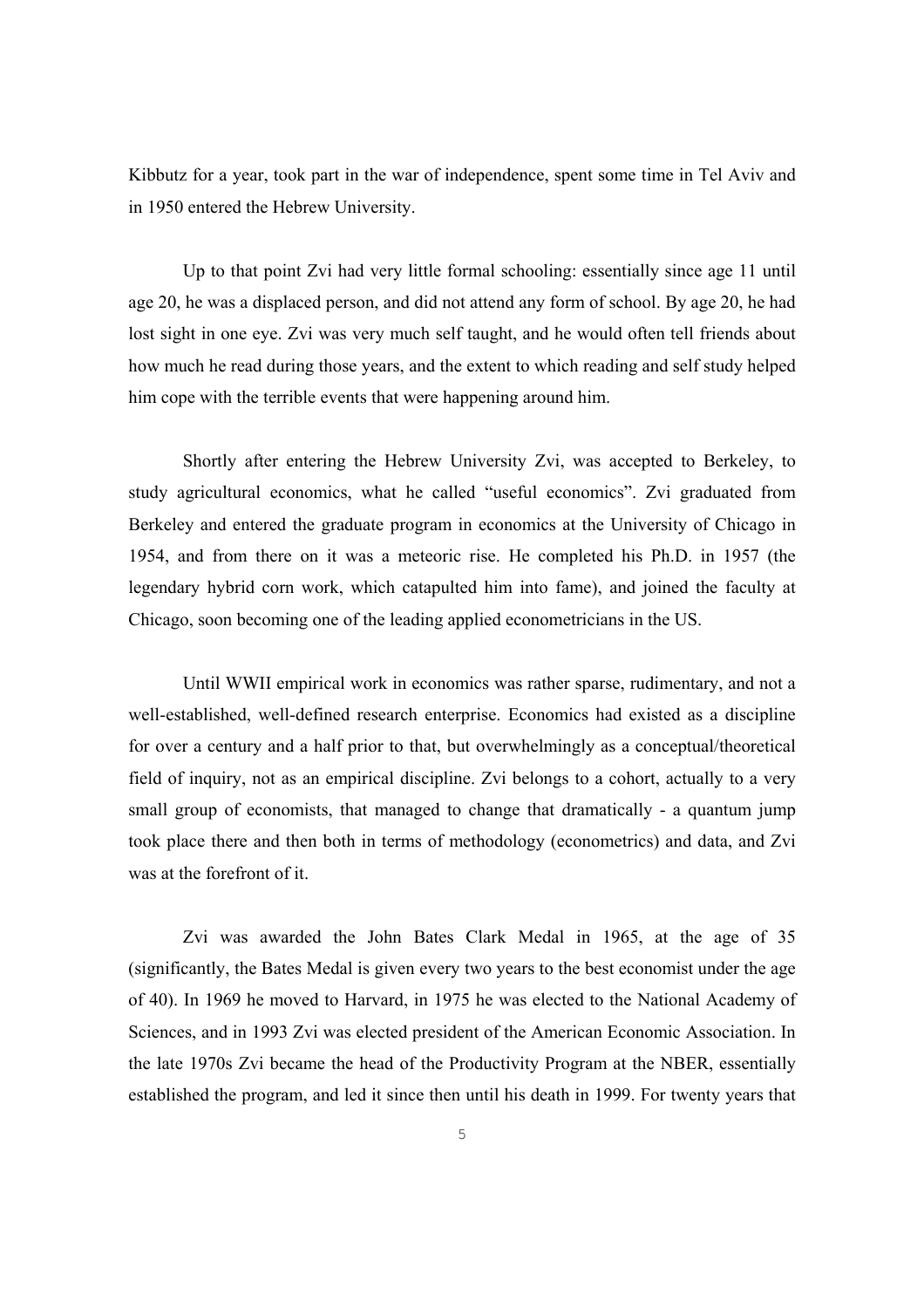Kibbutz for a year, took part in the war of independence, spent some time in Tel Aviv and in 1950 entered the Hebrew University.

Up to that point Zvi had very little formal schooling: essentially since age 11 until age 20, he was a displaced person, and did not attend any form of school. By age 20, he had lost sight in one eye. Zvi was very much self taught, and he would often tell friends about how much he read during those years, and the extent to which reading and self study helped him cope with the terrible events that were happening around him.

Shortly after entering the Hebrew University Zvi, was accepted to Berkeley, to study agricultural economics, what he called "useful economics". Zvi graduated from Berkeley and entered the graduate program in economics at the University of Chicago in 1954, and from there on it was a meteoric rise. He completed his Ph.D. in 1957 (the legendary hybrid corn work, which catapulted him into fame), and joined the faculty at Chicago, soon becoming one of the leading applied econometricians in the US.

Until WWII empirical work in economics was rather sparse, rudimentary, and not a well-established, well-defined research enterprise. Economics had existed as a discipline for over a century and a half prior to that, but overwhelmingly as a conceptual/theoretical field of inquiry, not as an empirical discipline. Zvi belongs to a cohort, actually to a very small group of economists, that managed to change that dramatically - a quantum jump took place there and then both in terms of methodology (econometrics) and data, and Zvi was at the forefront of it.

Zvi was awarded the John Bates Clark Medal in 1965, at the age of 35 (significantly, the Bates Medal is given every two years to the best economist under the age of 40). In 1969 he moved to Harvard, in 1975 he was elected to the National Academy of Sciences, and in 1993 Zvi was elected president of the American Economic Association. In the late 1970s Zvi became the head of the Productivity Program at the NBER, essentially established the program, and led it since then until his death in 1999. For twenty years that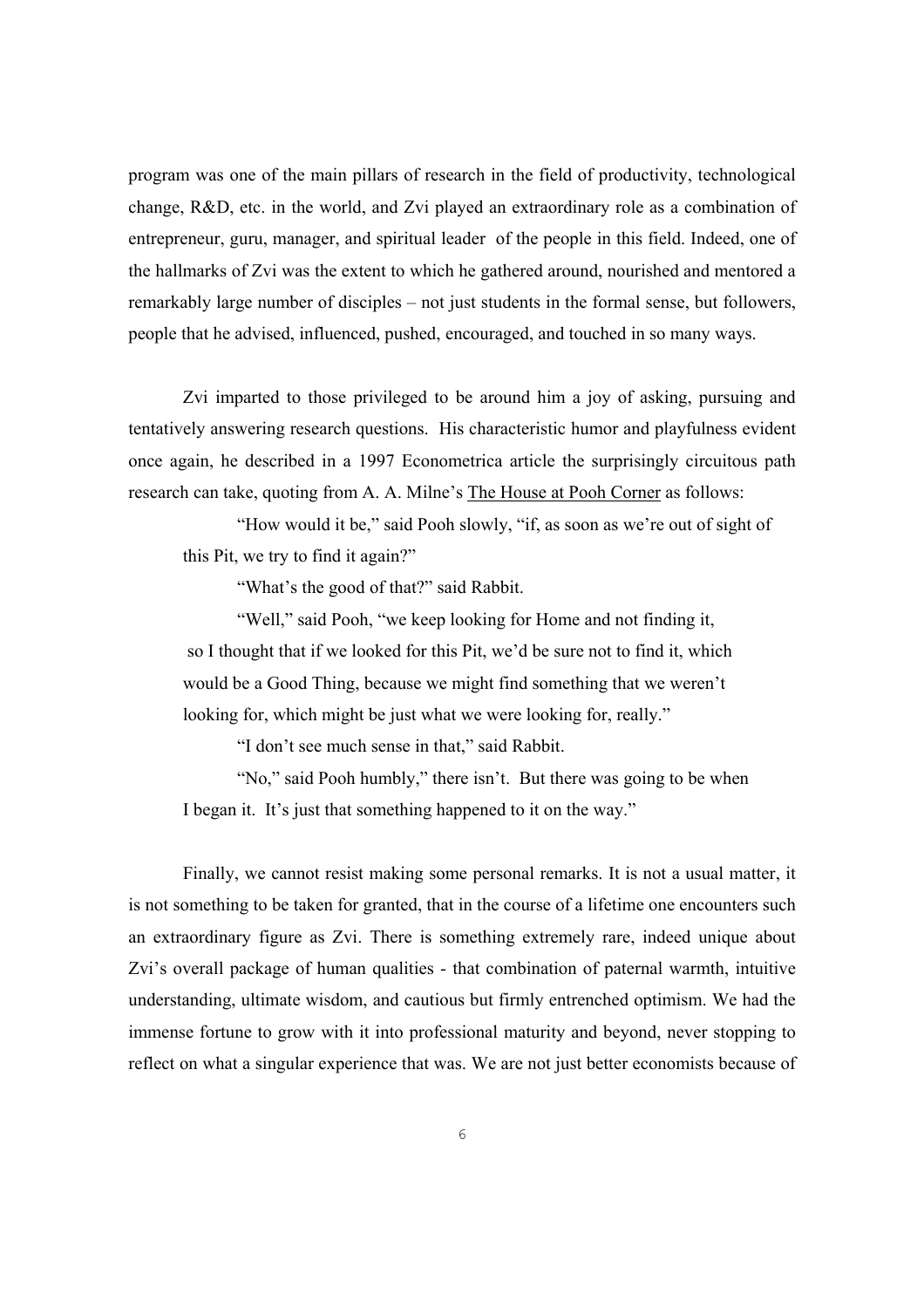program was one of the main pillars of research in the field of productivity, technological change, R&D, etc. in the world, and Zvi played an extraordinary role as a combination of entrepreneur, guru, manager, and spiritual leader of the people in this field. Indeed, one of the hallmarks of Zvi was the extent to which he gathered around, nourished and mentored a remarkably large number of disciples – not just students in the formal sense, but followers, people that he advised, influenced, pushed, encouraged, and touched in so many ways.

Zvi imparted to those privileged to be around him a joy of asking, pursuing and tentatively answering research questions. His characteristic humor and playfulness evident once again, he described in a 1997 Econometrica article the surprisingly circuitous path research can take, quoting from A. A. Milne's <u>The House at Pooh Corner</u> as follows:

> "How would it be," said Pooh slowly, "if, as soon as we're out of sight of this Pit, we try to find it again?"
>
> "What's the good of that?" said Rabbit.
>
> "Well," said Pooh, "we keep looking for Home and not finding it, so I thought that if we looked for this Pit, we'd be sure not to find it, which would be a Good Thing, because we might find something that we weren't looking for, which might be just what we were looking for, really."
>
> "I don't see much sense in that," said Rabbit.
>
> "No," said Pooh humbly," there isn't. But there was going to be when I began it. It's just that something happened to it on the way."

Finally, we cannot resist making some personal remarks. It is not a usual matter, it is not something to be taken for granted, that in the course of a lifetime one encounters such an extraordinary figure as Zvi. There is something extremely rare, indeed unique about Zvi's overall package of human qualities - that combination of paternal warmth, intuitive understanding, ultimate wisdom, and cautious but firmly entrenched optimism. We had the immense fortune to grow with it into professional maturity and beyond, never stopping to reflect on what a singular experience that was. We are not just better economists because of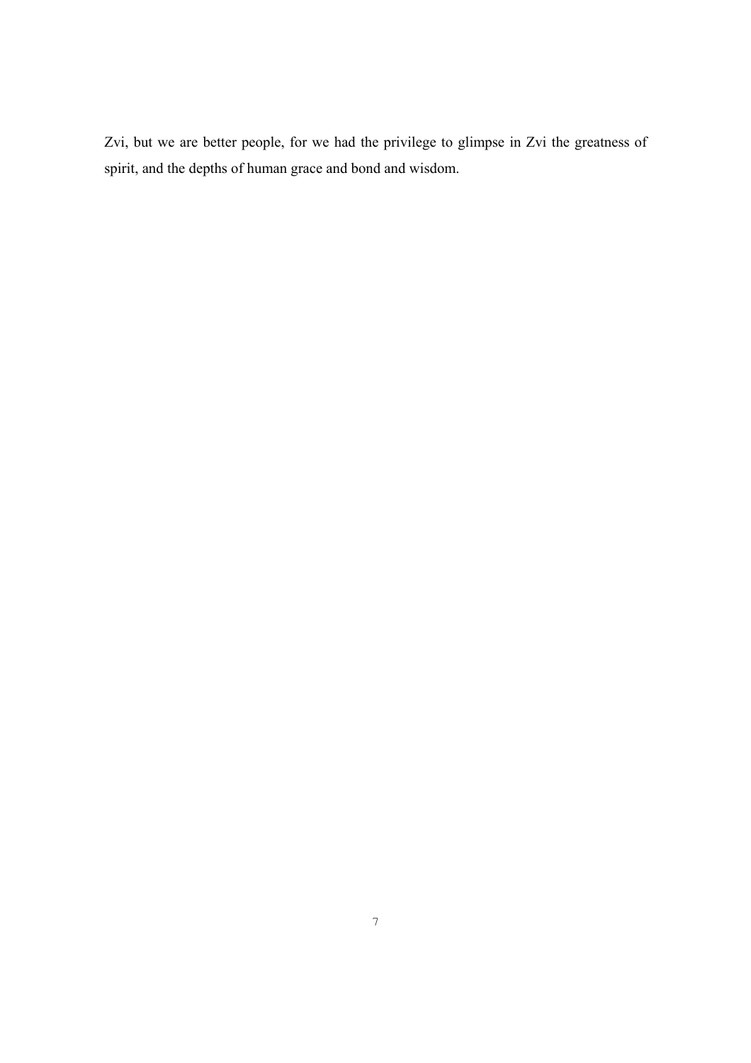Zvi, but we are better people, for we had the privilege to glimpse in Zvi the greatness of spirit, and the depths of human grace and bond and wisdom.